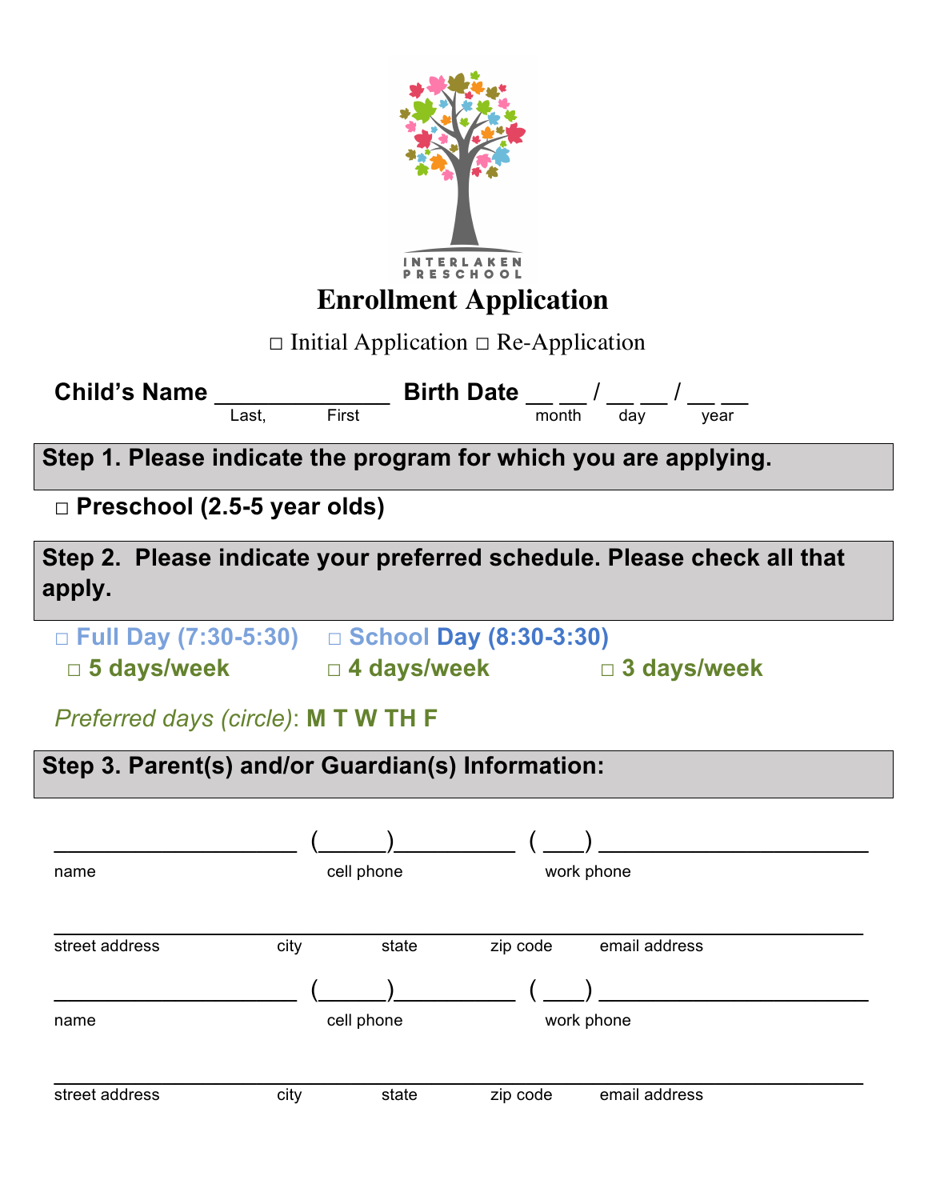INTERLAKEN PRESCHOOL

# Enrollment Application

□ Initial Application □ Re-Application

**Child's Name** ______________ **Birth Date** __ __ / __ __ / __ __

Last, First — month — day — year

## Step 1. Please indicate the program for which you are applying.

□ **Preschool (2.5-5 year olds)**

## Step 2. Please indicate your preferred schedule. Please check all that apply.

□ **Full Day (7:30-5:30)** □ **School Day (8:30-3:30)**

□ **5 days/week** □ **4 days/week** □ **3 days/week**

*Preferred days (circle)*: **M T W TH F**

## Step 3. Parent(s) and/or Guardian(s) Information:

______________________ (______)__________ ( ___) ________________________

name — cell phone — work phone

______________________________________________________________________

street address — city — state — zip code — email address

______________________ (______)__________ ( ___) ________________________

name — cell phone — work phone

______________________________________________________________________

street address — city — state — zip code — email address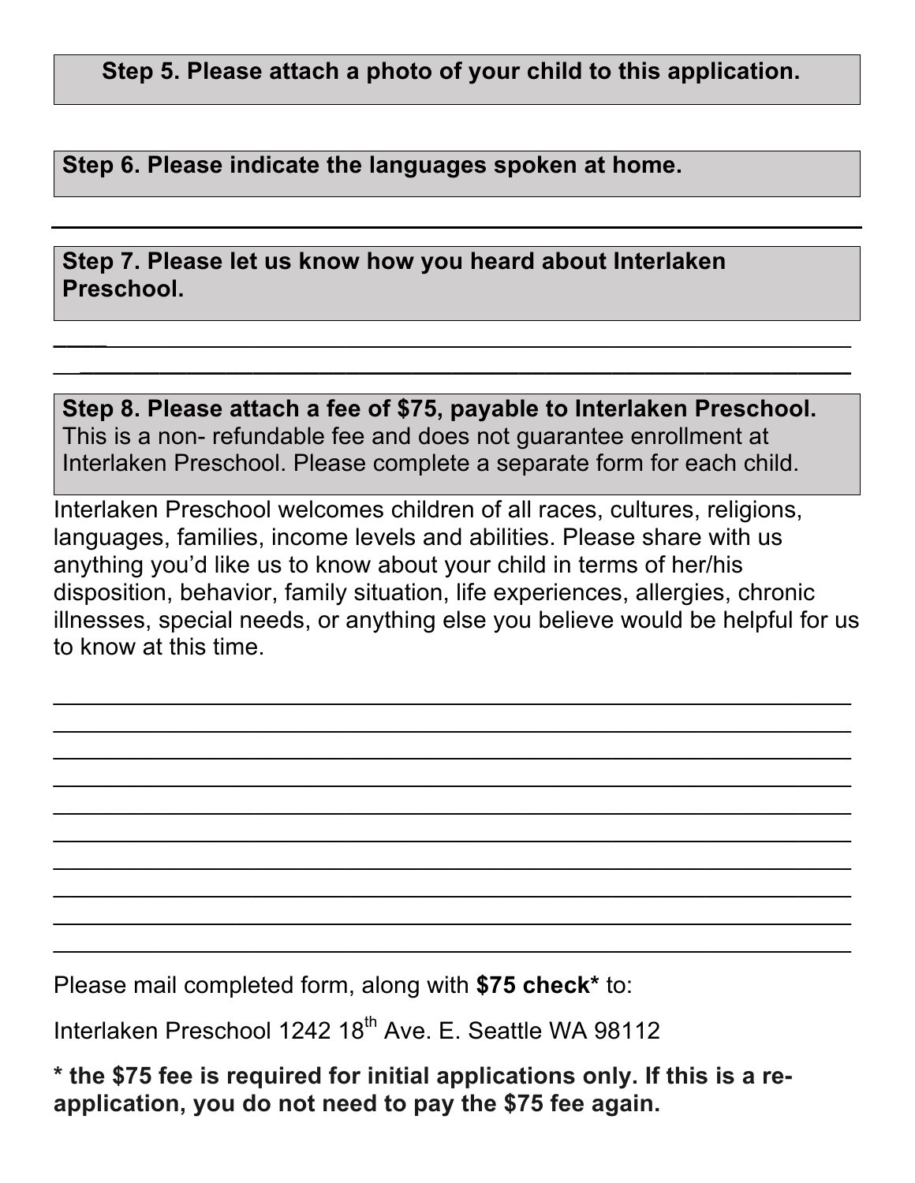**Step 5. Please attach a photo of your child to this application.**

**Step 6. Please indicate the languages spoken at home.**

______________________________________________________________

**Step 7. Please let us know how you heard about Interlaken Preschool.**

______________________________________________________________
______________________________________________________________

**Step 8. Please attach a fee of $75, payable to Interlaken Preschool.** This is a non- refundable fee and does not guarantee enrollment at Interlaken Preschool. Please complete a separate form for each child.

Interlaken Preschool welcomes children of all races, cultures, religions, languages, families, income levels and abilities. Please share with us anything you'd like us to know about your child in terms of her/his disposition, behavior, family situation, life experiences, allergies, chronic illnesses, special needs, or anything else you believe would be helpful for us to know at this time.

______________________________________________________________
______________________________________________________________
______________________________________________________________
______________________________________________________________
______________________________________________________________
______________________________________________________________
______________________________________________________________
______________________________________________________________
______________________________________________________________
______________________________________________________________

Please mail completed form, along with **$75 check*** to:

Interlaken Preschool 1242 18th Ave. E. Seattle WA 98112

**\* the $75 fee is required for initial applications only. If this is a re-application, you do not need to pay the $75 fee again.**